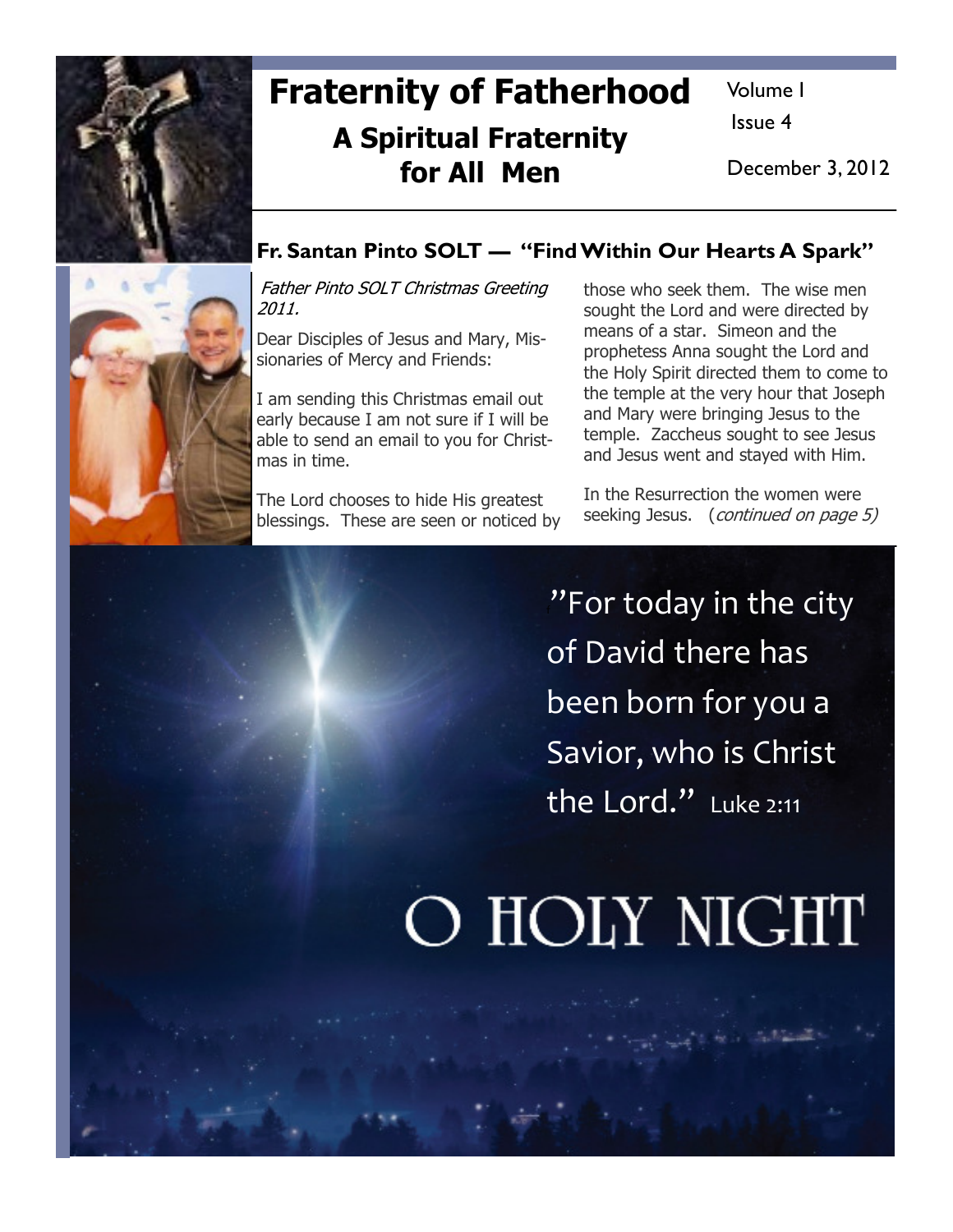# Fraternity of Fatherhood

## A Spiritual Fraternity for All Men

Volume I

Issue 4

December 3, 2012

## Fr. Santan Pinto SOLT — "Find Within Our Hearts A Spark"

*Father Pinto SOLT Christmas Greeting 2011.*

Dear Disciples of Jesus and Mary, Missionaries of Mercy and Friends:

I am sending this Christmas email out early because I am not sure if I will be able to send an email to you for Christmas in time.

The Lord chooses to hide His greatest blessings. These are seen or noticed by those who seek them. The wise men sought the Lord and were directed by means of a star. Simeon and the prophetess Anna sought the Lord and the Holy Spirit directed them to come to the temple at the very hour that Joseph and Mary were bringing Jesus to the temple. Zaccheus sought to see Jesus and Jesus went and stayed with Him.

In the Resurrection the women were seeking Jesus. (*continued on page 5)*

"For today in the city of David there has been born for you a Savior, who is Christ the Lord." Luke 2:11

O HOLY NIGHT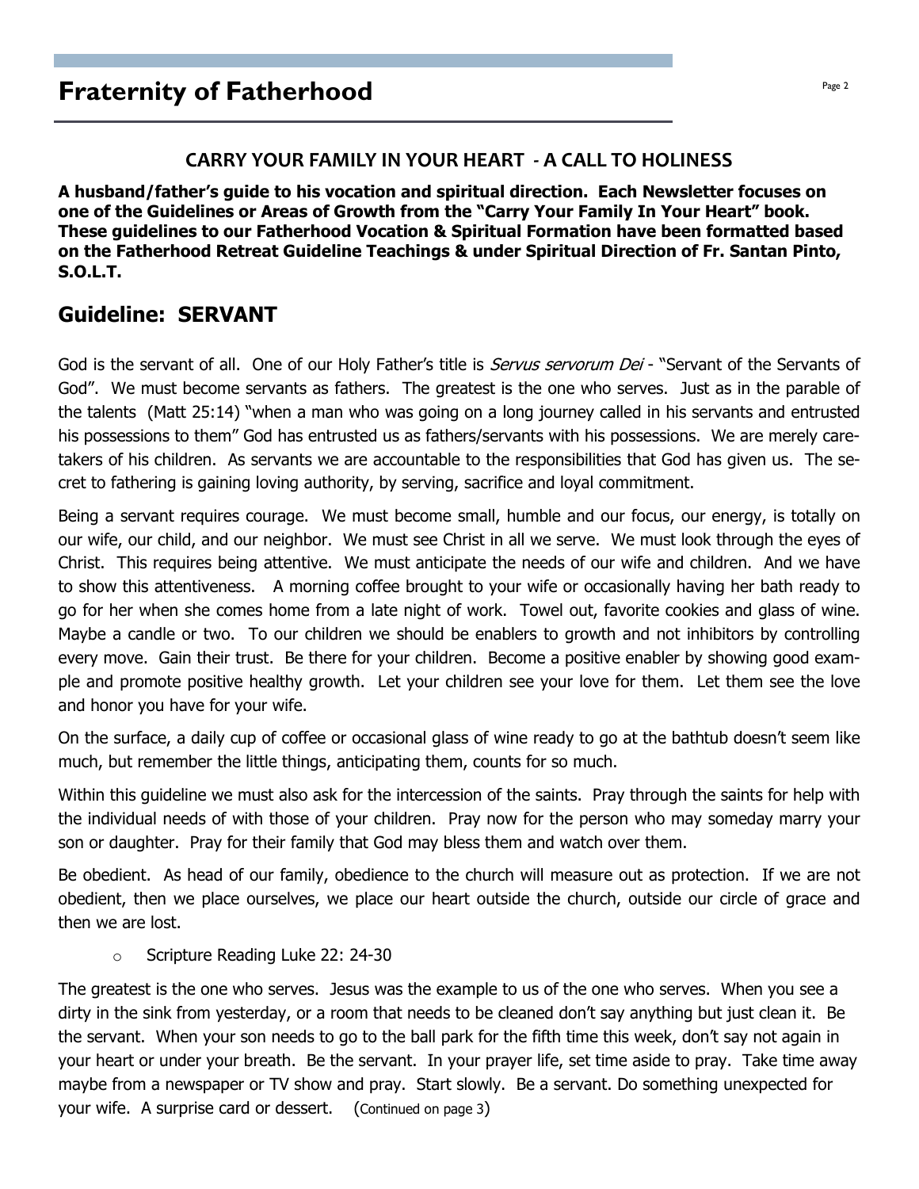# Fraternity of Fatherhood

### CARRY YOUR FAMILY IN YOUR HEART - A CALL TO HOLINESS

**A husband/father's guide to his vocation and spiritual direction. Each Newsletter focuses on one of the Guidelines or Areas of Growth from the "Carry Your Family In Your Heart" book. These guidelines to our Fatherhood Vocation & Spiritual Formation have been formatted based on the Fatherhood Retreat Guideline Teachings & under Spiritual Direction of Fr. Santan Pinto, S.O.L.T.**

## Guideline: SERVANT

God is the servant of all. One of our Holy Father's title is *Servus servorum Dei* - "Servant of the Servants of God". We must become servants as fathers. The greatest is the one who serves. Just as in the parable of the talents (Matt 25:14) "when a man who was going on a long journey called in his servants and entrusted his possessions to them" God has entrusted us as fathers/servants with his possessions. We are merely caretakers of his children. As servants we are accountable to the responsibilities that God has given us. The secret to fathering is gaining loving authority, by serving, sacrifice and loyal commitment.

Being a servant requires courage. We must become small, humble and our focus, our energy, is totally on our wife, our child, and our neighbor. We must see Christ in all we serve. We must look through the eyes of Christ. This requires being attentive. We must anticipate the needs of our wife and children. And we have to show this attentiveness. A morning coffee brought to your wife or occasionally having her bath ready to go for her when she comes home from a late night of work. Towel out, favorite cookies and glass of wine. Maybe a candle or two. To our children we should be enablers to growth and not inhibitors by controlling every move. Gain their trust. Be there for your children. Become a positive enabler by showing good example and promote positive healthy growth. Let your children see your love for them. Let them see the love and honor you have for your wife.

On the surface, a daily cup of coffee or occasional glass of wine ready to go at the bathtub doesn't seem like much, but remember the little things, anticipating them, counts for so much.

Within this guideline we must also ask for the intercession of the saints. Pray through the saints for help with the individual needs of with those of your children. Pray now for the person who may someday marry your son or daughter. Pray for their family that God may bless them and watch over them.

Be obedient. As head of our family, obedience to the church will measure out as protection. If we are not obedient, then we place ourselves, we place our heart outside the church, outside our circle of grace and then we are lost.

- Scripture Reading Luke 22: 24-30

The greatest is the one who serves. Jesus was the example to us of the one who serves. When you see a dirty in the sink from yesterday, or a room that needs to be cleaned don't say anything but just clean it. Be the servant. When your son needs to go to the ball park for the fifth time this week, don't say not again in your heart or under your breath. Be the servant. In your prayer life, set time aside to pray. Take time away maybe from a newspaper or TV show and pray. Start slowly. Be a servant. Do something unexpected for your wife. A surprise card or dessert. (Continued on page 3)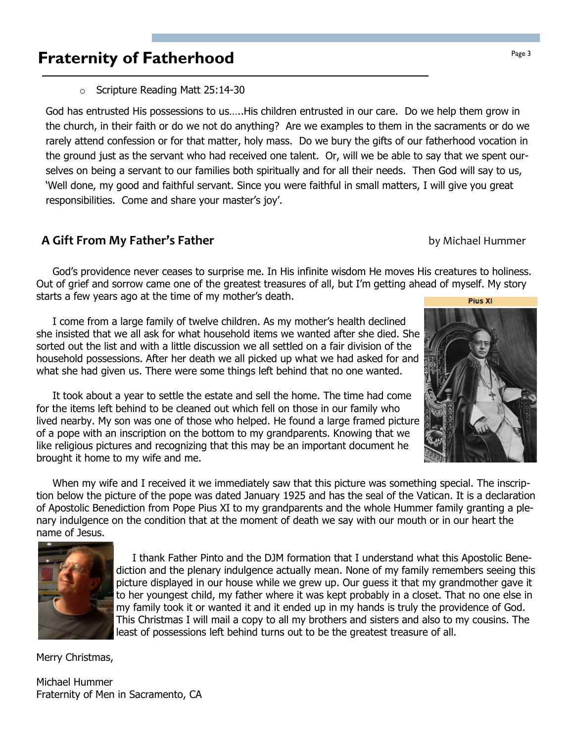## Fraternity of Fatherhood

- Scripture Reading Matt 25:14-30

God has entrusted His possessions to us…..His children entrusted in our care. Do we help them grow in the church, in their faith or do we not do anything? Are we examples to them in the sacraments or do we rarely attend confession or for that matter, holy mass. Do we bury the gifts of our fatherhood vocation in the ground just as the servant who had received one talent. Or, will we be able to say that we spent ourselves on being a servant to our families both spiritually and for all their needs. Then God will say to us, 'Well done, my good and faithful servant. Since you were faithful in small matters, I will give you great responsibilities. Come and share your master's joy'.

### A Gift From My Father's Father

by Michael Hummer

God's providence never ceases to surprise me. In His infinite wisdom He moves His creatures to holiness. Out of grief and sorrow came one of the greatest treasures of all, but I'm getting ahead of myself. My story starts a few years ago at the time of my mother's death.

Pius XI

I come from a large family of twelve children. As my mother's health declined she insisted that we all ask for what household items we wanted after she died. She sorted out the list and with a little discussion we all settled on a fair division of the household possessions. After her death we all picked up what we had asked for and what she had given us. There were some things left behind that no one wanted.

It took about a year to settle the estate and sell the home. The time had come for the items left behind to be cleaned out which fell on those in our family who lived nearby. My son was one of those who helped. He found a large framed picture of a pope with an inscription on the bottom to my grandparents. Knowing that we like religious pictures and recognizing that this may be an important document he brought it home to my wife and me.

When my wife and I received it we immediately saw that this picture was something special. The inscription below the picture of the pope was dated January 1925 and has the seal of the Vatican. It is a declaration of Apostolic Benediction from Pope Pius XI to my grandparents and the whole Hummer family granting a plenary indulgence on the condition that at the moment of death we say with our mouth or in our heart the name of Jesus.

I thank Father Pinto and the DJM formation that I understand what this Apostolic Benediction and the plenary indulgence actually mean. None of my family remembers seeing this picture displayed in our house while we grew up. Our guess it that my grandmother gave it to her youngest child, my father where it was kept probably in a closet. That no one else in my family took it or wanted it and it ended up in my hands is truly the providence of God. This Christmas I will mail a copy to all my brothers and sisters and also to my cousins. The least of possessions left behind turns out to be the greatest treasure of all.

Merry Christmas,

Michael Hummer
Fraternity of Men in Sacramento, CA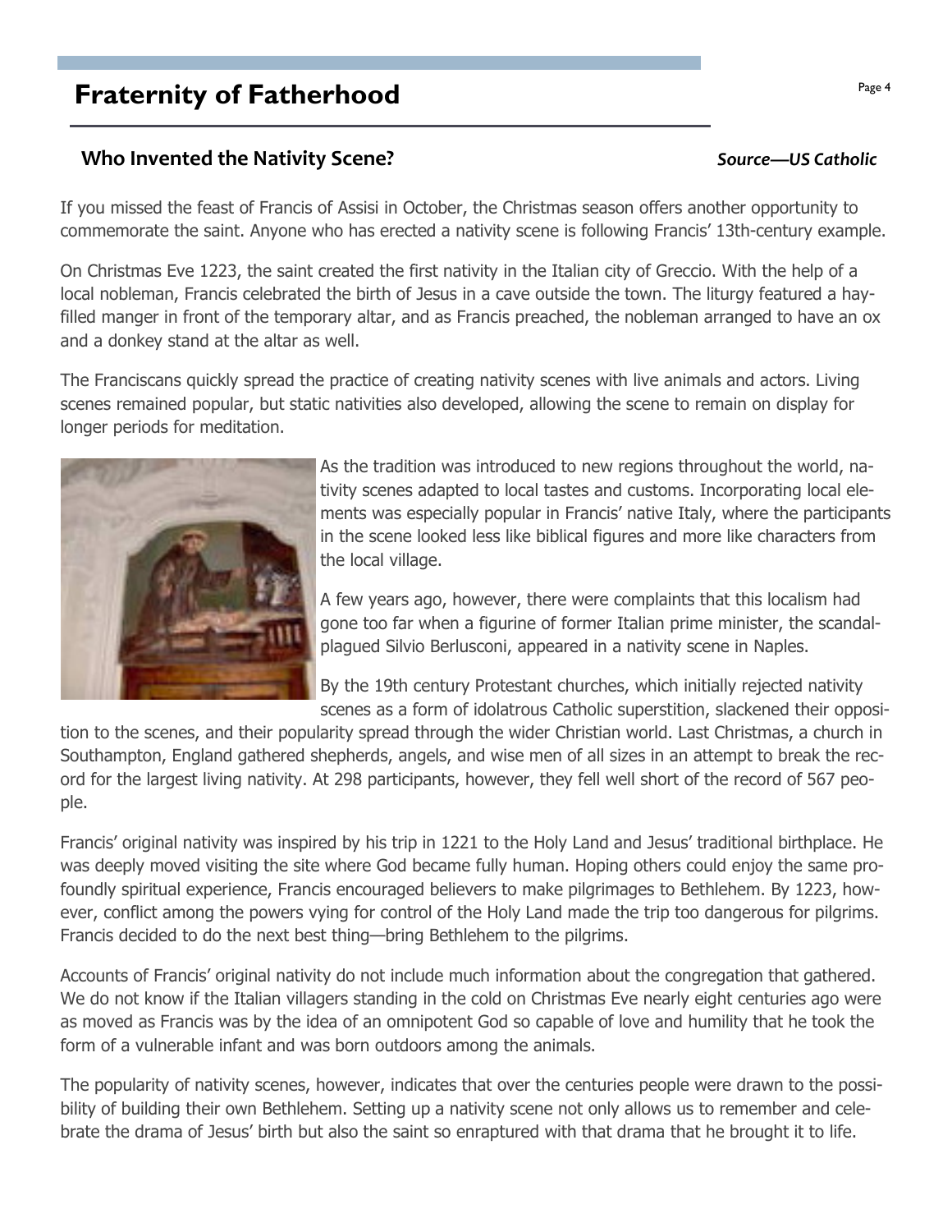# Fraternity of Fatherhood

## Who Invented the Nativity Scene?

*Source—US Catholic*

If you missed the feast of Francis of Assisi in October, the Christmas season offers another opportunity to commemorate the saint. Anyone who has erected a nativity scene is following Francis' 13th-century example.

On Christmas Eve 1223, the saint created the first nativity in the Italian city of Greccio. With the help of a local nobleman, Francis celebrated the birth of Jesus in a cave outside the town. The liturgy featured a hay-filled manger in front of the temporary altar, and as Francis preached, the nobleman arranged to have an ox and a donkey stand at the altar as well.

The Franciscans quickly spread the practice of creating nativity scenes with live animals and actors. Living scenes remained popular, but static nativities also developed, allowing the scene to remain on display for longer periods for meditation.

As the tradition was introduced to new regions throughout the world, nativity scenes adapted to local tastes and customs. Incorporating local elements was especially popular in Francis' native Italy, where the participants in the scene looked less like biblical figures and more like characters from the local village.

A few years ago, however, there were complaints that this localism had gone too far when a figurine of former Italian prime minister, the scandal-plagued Silvio Berlusconi, appeared in a nativity scene in Naples.

By the 19th century Protestant churches, which initially rejected nativity scenes as a form of idolatrous Catholic superstition, slackened their opposition to the scenes, and their popularity spread through the wider Christian world. Last Christmas, a church in Southampton, England gathered shepherds, angels, and wise men of all sizes in an attempt to break the record for the largest living nativity. At 298 participants, however, they fell well short of the record of 567 people.

Francis' original nativity was inspired by his trip in 1221 to the Holy Land and Jesus' traditional birthplace. He was deeply moved visiting the site where God became fully human. Hoping others could enjoy the same profoundly spiritual experience, Francis encouraged believers to make pilgrimages to Bethlehem. By 1223, however, conflict among the powers vying for control of the Holy Land made the trip too dangerous for pilgrims. Francis decided to do the next best thing—bring Bethlehem to the pilgrims.

Accounts of Francis' original nativity do not include much information about the congregation that gathered. We do not know if the Italian villagers standing in the cold on Christmas Eve nearly eight centuries ago were as moved as Francis was by the idea of an omnipotent God so capable of love and humility that he took the form of a vulnerable infant and was born outdoors among the animals.

The popularity of nativity scenes, however, indicates that over the centuries people were drawn to the possibility of building their own Bethlehem. Setting up a nativity scene not only allows us to remember and celebrate the drama of Jesus' birth but also the saint so enraptured with that drama that he brought it to life.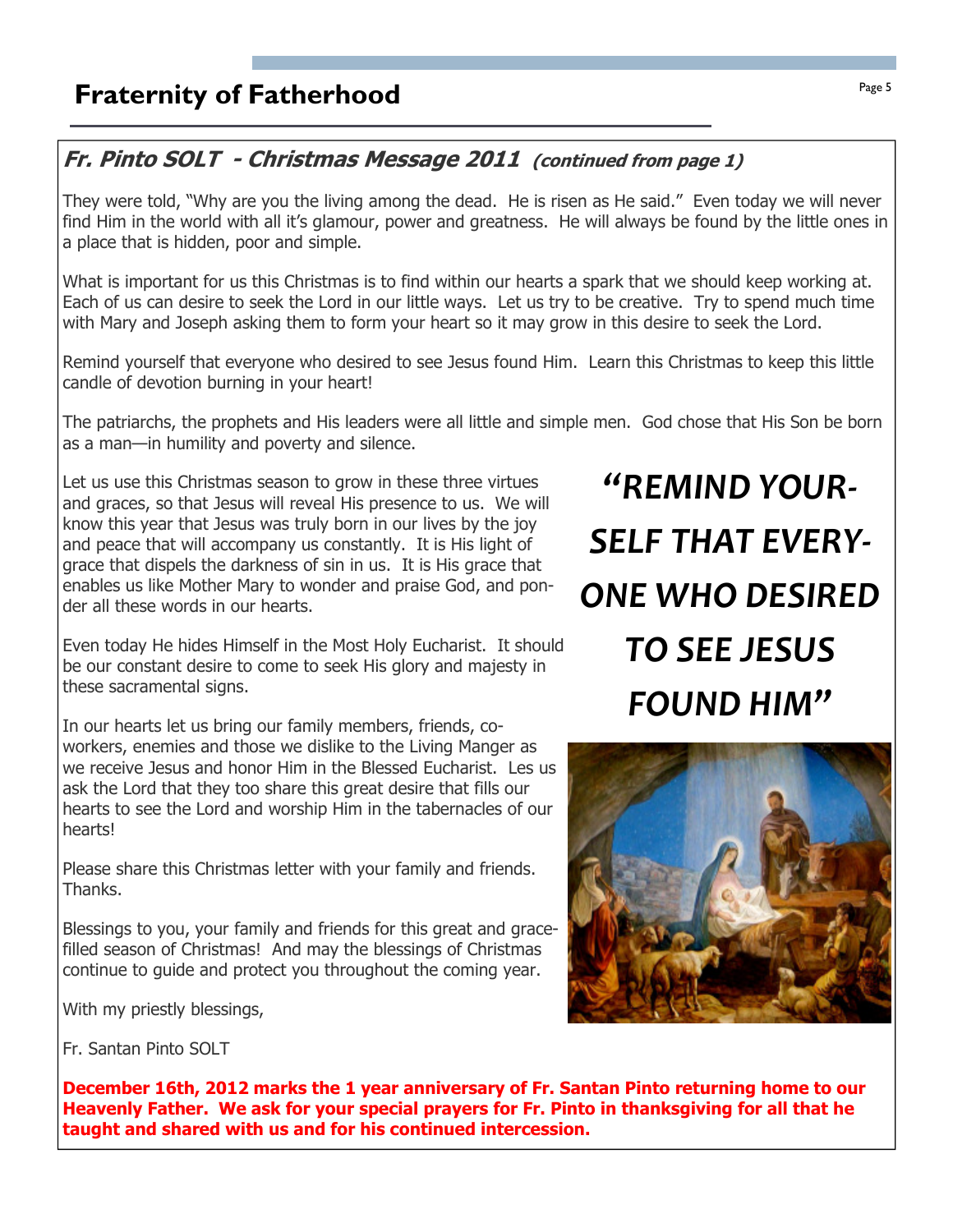# Fraternity of Fatherhood

## *Fr. Pinto SOLT - Christmas Message 2011 (continued from page 1)*

They were told, "Why are you the living among the dead. He is risen as He said." Even today we will never find Him in the world with all it's glamour, power and greatness. He will always be found by the little ones in a place that is hidden, poor and simple.

What is important for us this Christmas is to find within our hearts a spark that we should keep working at. Each of us can desire to seek the Lord in our little ways. Let us try to be creative. Try to spend much time with Mary and Joseph asking them to form your heart so it may grow in this desire to seek the Lord.

Remind yourself that everyone who desired to see Jesus found Him. Learn this Christmas to keep this little candle of devotion burning in your heart!

The patriarchs, the prophets and His leaders were all little and simple men. God chose that His Son be born as a man—in humility and poverty and silence.

Let us use this Christmas season to grow in these three virtues and graces, so that Jesus will reveal His presence to us. We will know this year that Jesus was truly born in our lives by the joy and peace that will accompany us constantly. It is His light of grace that dispels the darkness of sin in us. It is His grace that enables us like Mother Mary to wonder and praise God, and ponder all these words in our hearts.

Even today He hides Himself in the Most Holy Eucharist. It should be our constant desire to come to seek His glory and majesty in these sacramental signs.

In our hearts let us bring our family members, friends, co-workers, enemies and those we dislike to the Living Manger as we receive Jesus and honor Him in the Blessed Eucharist. Les us ask the Lord that they too share this great desire that fills our hearts to see the Lord and worship Him in the tabernacles of our hearts!

Please share this Christmas letter with your family and friends. Thanks.

Blessings to you, your family and friends for this great and grace-filled season of Christmas! And may the blessings of Christmas continue to guide and protect you throughout the coming year.

With my priestly blessings,

Fr. Santan Pinto SOLT

***"REMIND YOURSELF THAT EVERYONE WHO DESIRED TO SEE JESUS FOUND HIM"***

**December 16th, 2012 marks the 1 year anniversary of Fr. Santan Pinto returning home to our Heavenly Father. We ask for your special prayers for Fr. Pinto in thanksgiving for all that he taught and shared with us and for his continued intercession.**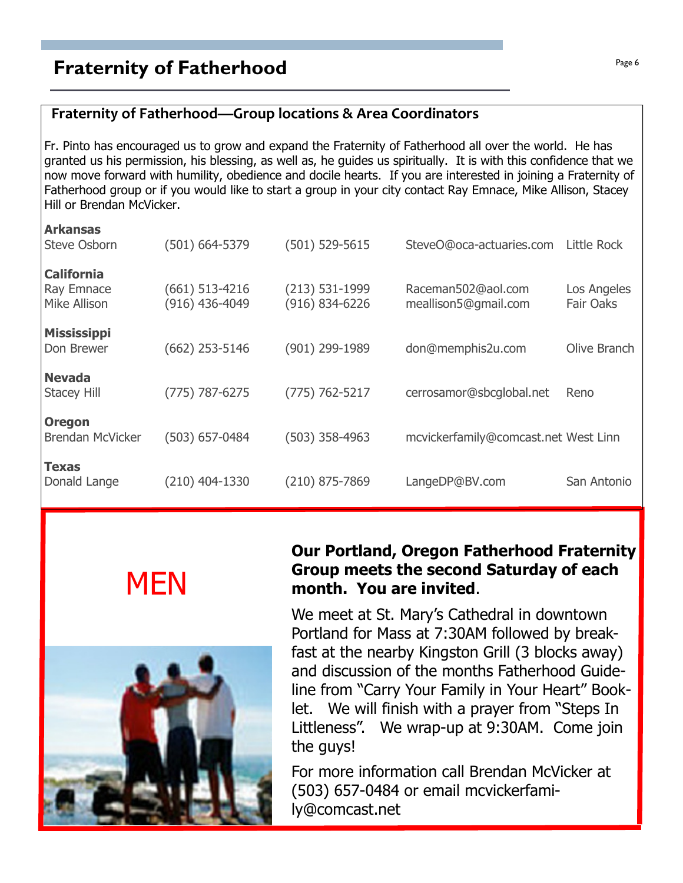# Fraternity of Fatherhood

## Fraternity of Fatherhood—Group locations & Area Coordinators

Fr. Pinto has encouraged us to grow and expand the Fraternity of Fatherhood all over the world. He has granted us his permission, his blessing, as well as, he guides us spiritually. It is with this confidence that we now move forward with humility, obedience and docile hearts. If you are interested in joining a Fraternity of Fatherhood group or if you would like to start a group in your city contact Ray Emnace, Mike Allison, Stacey Hill or Brendan McVicker.

**Arkansas**

| | | | | |
|---|---|---|---|---|
| Steve Osborn | (501) 664-5379 | (501) 529-5615 | SteveO@oca-actuaries.com | Little Rock |

**California**

| | | | | |
|---|---|---|---|---|
| Ray Emnace | (661) 513-4216 | (213) 531-1999 | Raceman502@aol.com | Los Angeles |
| Mike Allison | (916) 436-4049 | (916) 834-6226 | meallison5@gmail.com | Fair Oaks |

**Mississippi**

| | | | | |
|---|---|---|---|---|
| Don Brewer | (662) 253-5146 | (901) 299-1989 | don@memphis2u.com | Olive Branch |

**Nevada**

| | | | | |
|---|---|---|---|---|
| Stacey Hill | (775) 787-6275 | (775) 762-5217 | cerrosamor@sbcglobal.net | Reno |

**Oregon**

| | | | | |
|---|---|---|---|---|
| Brendan McVicker | (503) 657-0484 | (503) 358-4963 | mcvickerfamily@comcast.net | West Linn |

**Texas**

| | | | | |
|---|---|---|---|---|
| Donald Lange | (210) 404-1330 | (210) 875-7869 | LangeDP@BV.com | San Antonio |

MEN

**Our Portland, Oregon Fatherhood Fraternity Group meets the second Saturday of each month. You are invited.**

We meet at St. Mary's Cathedral in downtown Portland for Mass at 7:30AM followed by breakfast at the nearby Kingston Grill (3 blocks away) and discussion of the months Fatherhood Guideline from "Carry Your Family in Your Heart" Booklet. We will finish with a prayer from "Steps In Littleness". We wrap-up at 9:30AM. Come join the guys!

For more information call Brendan McVicker at (503) 657-0484 or email mcvickerfamily@comcast.net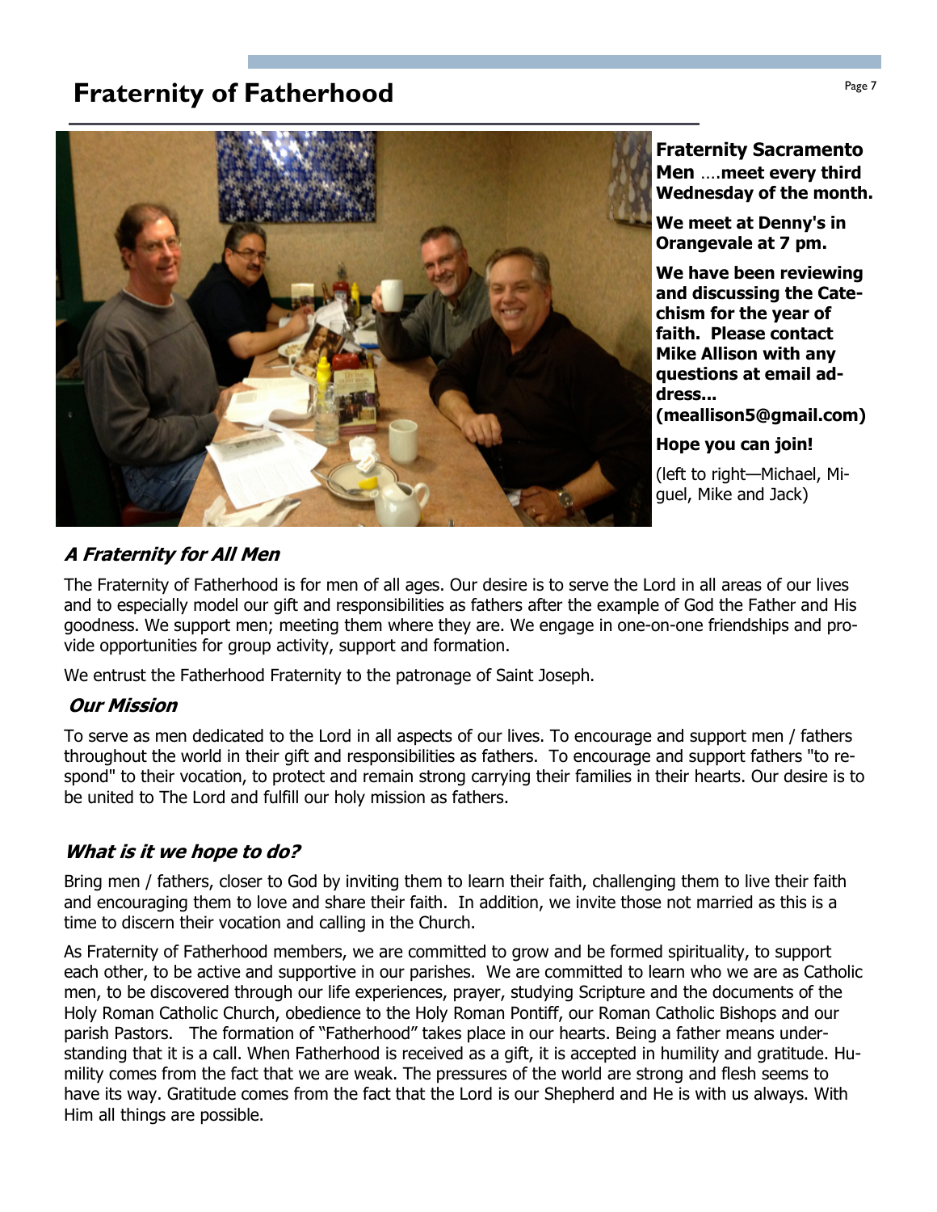# Fraternity of Fatherhood

**Fraternity Sacramento Men** ….**meet every third Wednesday of the month.**

**We meet at Denny's in Orangevale at 7 pm.**

**We have been reviewing and discussing the Catechism for the year of faith. Please contact Mike Allison with any questions at email address... (meallison5@gmail.com)**

**Hope you can join!**

(left to right—Michael, Miguel, Mike and Jack)

### *A Fraternity for All Men*

The Fraternity of Fatherhood is for men of all ages. Our desire is to serve the Lord in all areas of our lives and to especially model our gift and responsibilities as fathers after the example of God the Father and His goodness. We support men; meeting them where they are. We engage in one-on-one friendships and provide opportunities for group activity, support and formation.

We entrust the Fatherhood Fraternity to the patronage of Saint Joseph.

### *Our Mission*

To serve as men dedicated to the Lord in all aspects of our lives. To encourage and support men / fathers throughout the world in their gift and responsibilities as fathers. To encourage and support fathers "to respond" to their vocation, to protect and remain strong carrying their families in their hearts. Our desire is to be united to The Lord and fulfill our holy mission as fathers.

### *What is it we hope to do?*

Bring men / fathers, closer to God by inviting them to learn their faith, challenging them to live their faith and encouraging them to love and share their faith. In addition, we invite those not married as this is a time to discern their vocation and calling in the Church.

As Fraternity of Fatherhood members, we are committed to grow and be formed spirituality, to support each other, to be active and supportive in our parishes. We are committed to learn who we are as Catholic men, to be discovered through our life experiences, prayer, studying Scripture and the documents of the Holy Roman Catholic Church, obedience to the Holy Roman Pontiff, our Roman Catholic Bishops and our parish Pastors. The formation of "Fatherhood" takes place in our hearts. Being a father means understanding that it is a call. When Fatherhood is received as a gift, it is accepted in humility and gratitude. Humility comes from the fact that we are weak. The pressures of the world are strong and flesh seems to have its way. Gratitude comes from the fact that the Lord is our Shepherd and He is with us always. With Him all things are possible.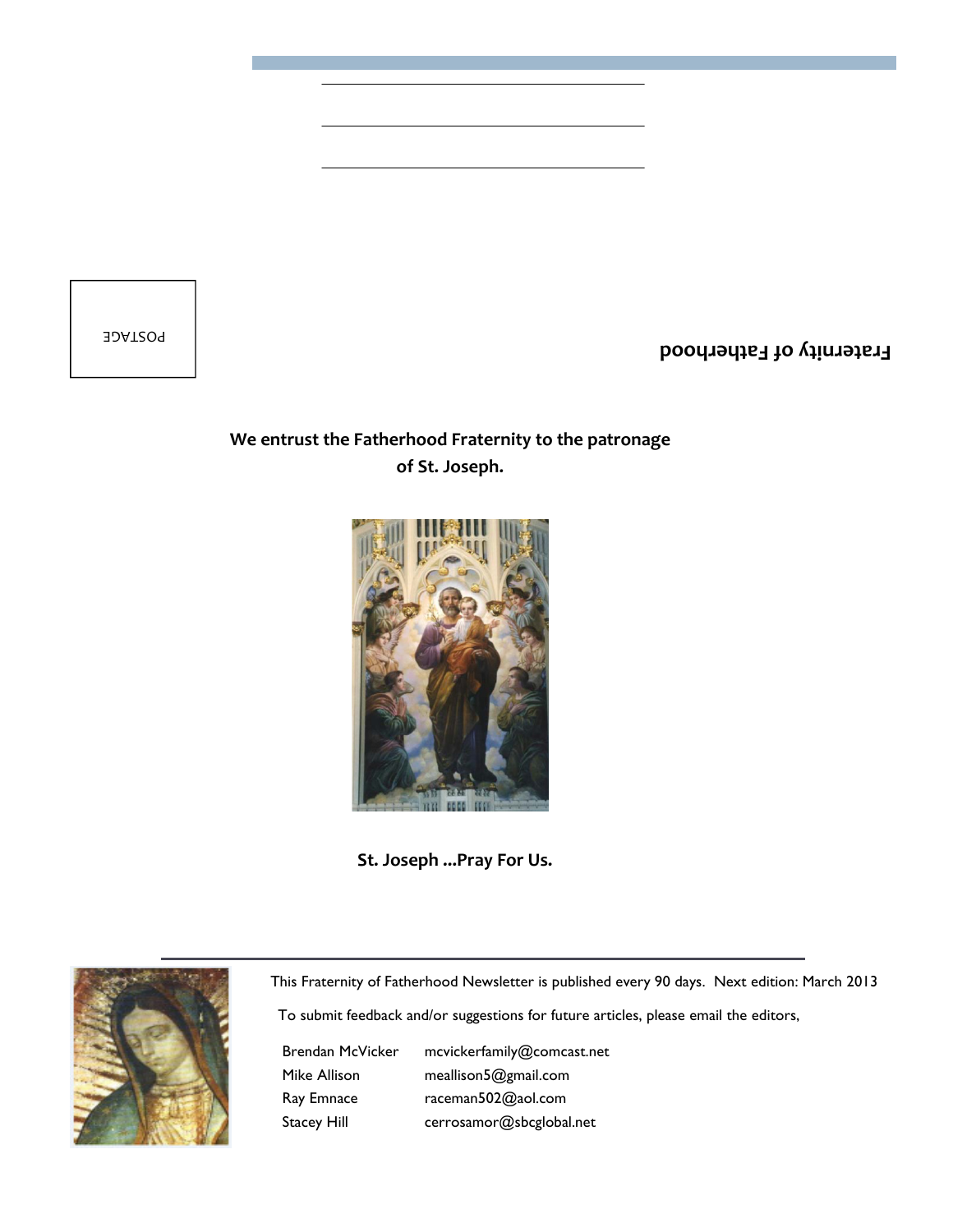POSTAGE

**Fraternity of Fatherhood**

**We entrust the Fatherhood Fraternity to the patronage of St. Joseph.**

**St. Joseph ...Pray For Us.**

This Fraternity of Fatherhood Newsletter is published every 90 days. Next edition: March 2013

To submit feedback and/or suggestions for future articles, please email the editors,

| | |
|---|---|
| Brendan McVicker | mcvickerfamily@comcast.net |
| Mike Allison | meallison5@gmail.com |
| Ray Emnace | raceman502@aol.com |
| Stacey Hill | cerrosamor@sbcglobal.net |